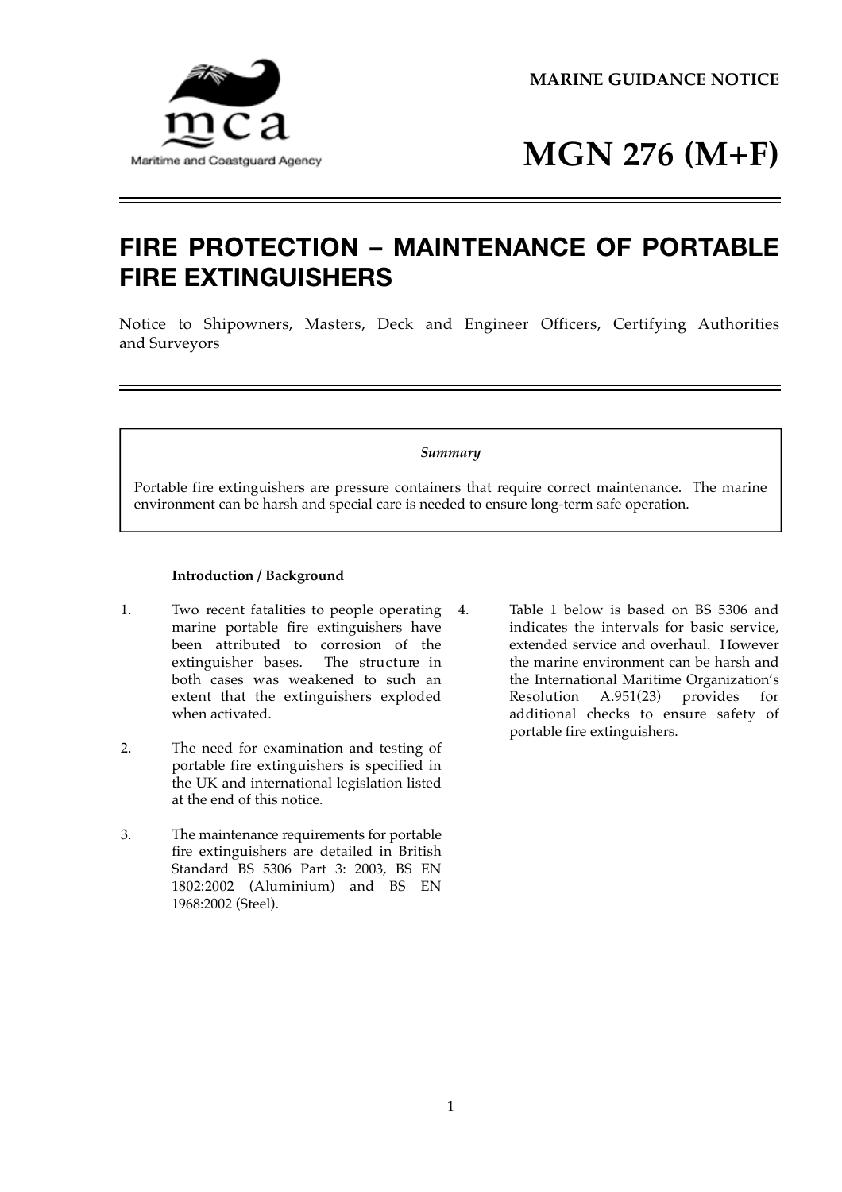MARINE GUIDANCE NOTICE

# MGN 276 (M+F)

## FIRE PROTECTION – MAINTENANCE OF PORTABLE FIRE EXTINGUISHERS

Notice to Shipowners, Masters, Deck and Engineer Officers, Certifying Authorities and Surveyors

*Summary*

Portable fire extinguishers are pressure containers that require correct maintenance. The marine environment can be harsh and special care is needed to ensure long-term safe operation.

**Introduction / Background**

1. Two recent fatalities to people operating marine portable fire extinguishers have been attributed to corrosion of the extinguisher bases. The structure in both cases was weakened to such an extent that the extinguishers exploded when activated.

2. The need for examination and testing of portable fire extinguishers is specified in the UK and international legislation listed at the end of this notice.

3. The maintenance requirements for portable fire extinguishers are detailed in British Standard BS 5306 Part 3: 2003, BS EN 1802:2002 (Aluminium) and BS EN 1968:2002 (Steel).

4. Table 1 below is based on BS 5306 and indicates the intervals for basic service, extended service and overhaul. However the marine environment can be harsh and the International Maritime Organization's Resolution A.951(23) provides for additional checks to ensure safety of portable fire extinguishers.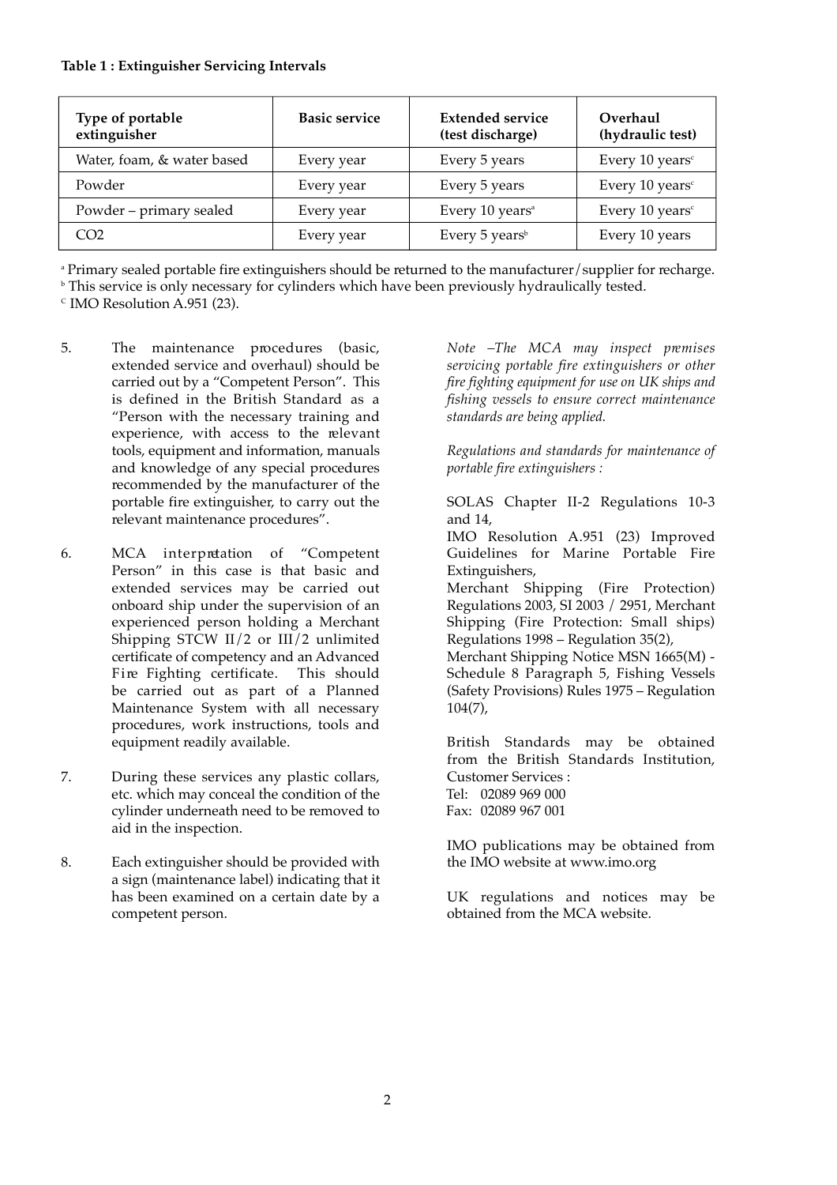**Table 1 : Extinguisher Servicing Intervals**

| Type of portable extinguisher | Basic service | Extended service (test discharge) | Overhaul (hydraulic test) |
|---|---|---|---|
| Water, foam, & water based | Every year | Every 5 years | Every 10 years[c] |
| Powder | Every year | Every 5 years | Every 10 years[c] |
| Powder – primary sealed | Every year | Every 10 years[a] | Every 10 years[c] |
| $CO_2$ | Every year | Every 5 years[b] | Every 10 years |

[a] Primary sealed portable fire extinguishers should be returned to the manufacturer/supplier for recharge.
[b] This service is only necessary for cylinders which have been previously hydraulically tested.
[C] IMO Resolution A.951 (23).

5. The maintenance procedures (basic, extended service and overhaul) should be carried out by a "Competent Person". This is defined in the British Standard as a "Person with the necessary training and experience, with access to the relevant tools, equipment and information, manuals and knowledge of any special procedures recommended by the manufacturer of the portable fire extinguisher, to carry out the relevant maintenance procedures".

6. MCA interpretation of "Competent Person" in this case is that basic and extended services may be carried out onboard ship under the supervision of an experienced person holding a Merchant Shipping STCW II/2 or III/2 unlimited certificate of competency and an Advanced Fire Fighting certificate. This should be carried out as part of a Planned Maintenance System with all necessary procedures, work instructions, tools and equipment readily available.

7. During these services any plastic collars, etc. which may conceal the condition of the cylinder underneath need to be removed to aid in the inspection.

8. Each extinguisher should be provided with a sign (maintenance label) indicating that it has been examined on a certain date by a competent person.

*Note –The MCA may inspect premises servicing portable fire extinguishers or other fire fighting equipment for use on UK ships and fishing vessels to ensure correct maintenance standards are being applied.*

*Regulations and standards for maintenance of portable fire extinguishers :*

SOLAS Chapter II-2 Regulations 10-3 and 14,
IMO Resolution A.951 (23) Improved Guidelines for Marine Portable Fire Extinguishers,
Merchant Shipping (Fire Protection) Regulations 2003, SI 2003 / 2951, Merchant Shipping (Fire Protection: Small ships) Regulations 1998 – Regulation 35(2),
Merchant Shipping Notice MSN 1665(M) - Schedule 8 Paragraph 5, Fishing Vessels (Safety Provisions) Rules 1975 – Regulation 104(7),

British Standards may be obtained from the British Standards Institution, Customer Services :
Tel: 02089 969 000
Fax: 02089 967 001

IMO publications may be obtained from the IMO website at www.imo.org

UK regulations and notices may be obtained from the MCA website.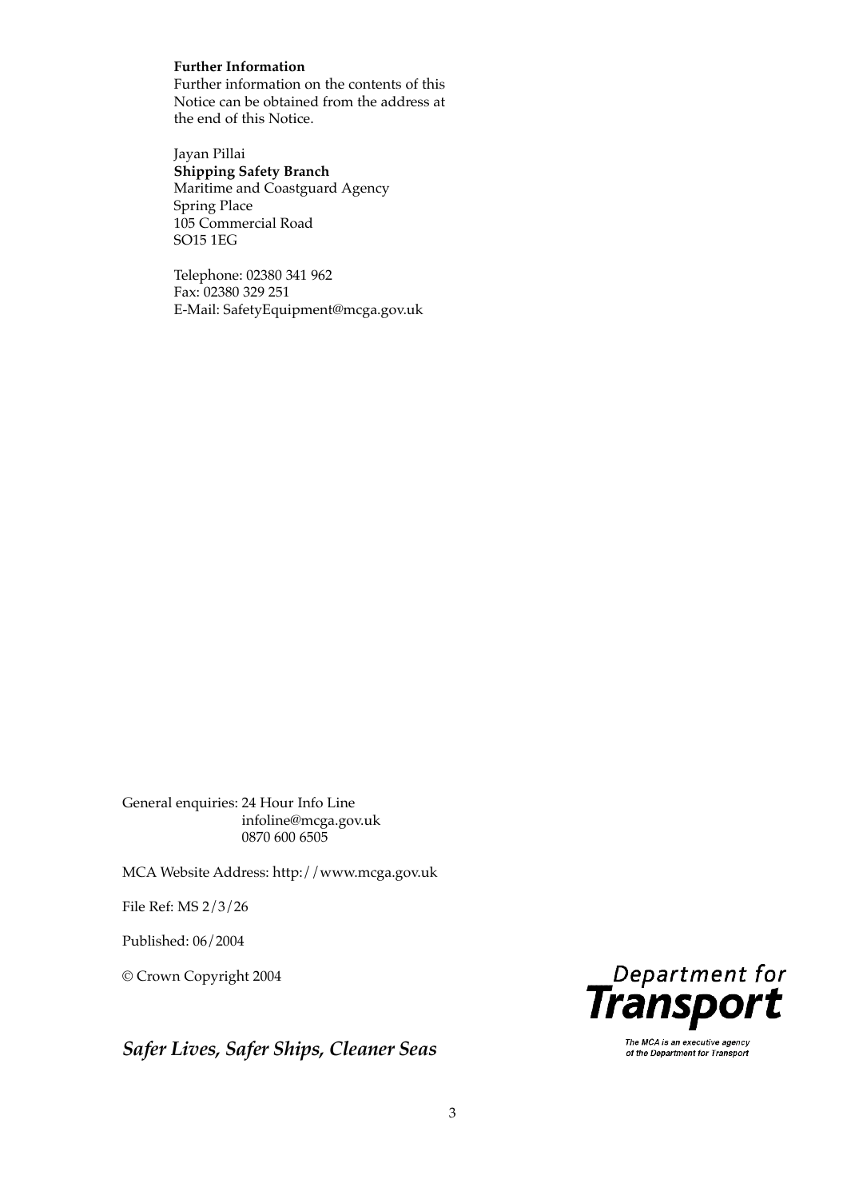**Further Information**

Further information on the contents of this Notice can be obtained from the address at the end of this Notice.

Jayan Pillai
**Shipping Safety Branch**
Maritime and Coastguard Agency
Spring Place
105 Commercial Road
SO15 1EG

Telephone: 02380 341 962
Fax: 02380 329 251
E-Mail: SafetyEquipment@mcga.gov.uk

General enquiries: 24 Hour Info Line
infoline@mcga.gov.uk
0870 600 6505

MCA Website Address: http://www.mcga.gov.uk

File Ref: MS 2/3/26

Published: 06/2004

© Crown Copyright 2004

***Safer Lives, Safer Ships, Cleaner Seas***

Department for Transport

The MCA is an executive agency of the Department for Transport